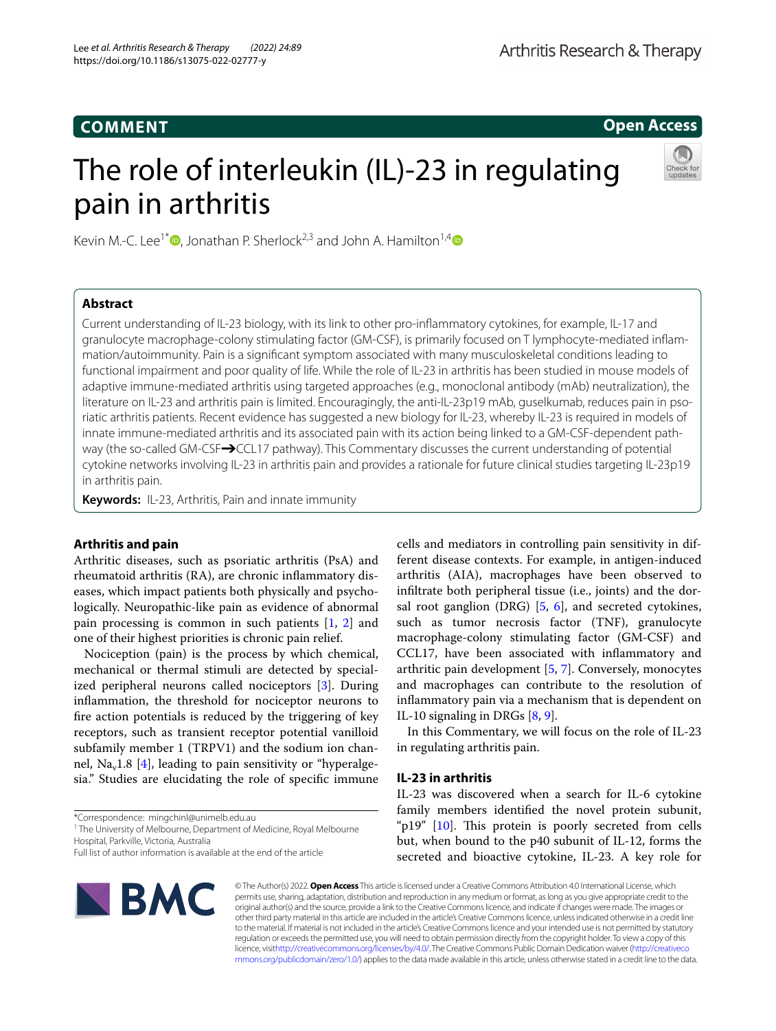COMMENT

Open Access

# The role of interleukin (IL)-23 in regulating pain in arthritis

Kevin M.-C. Lee[1*], Jonathan P. Sherlock[2,3] and John A. Hamilton[1,4]

## Abstract

Current understanding of IL-23 biology, with its link to other pro-inflammatory cytokines, for example, IL-17 and granulocyte macrophage-colony stimulating factor (GM-CSF), is primarily focused on T lymphocyte-mediated inflammation/autoimmunity. Pain is a significant symptom associated with many musculoskeletal conditions leading to functional impairment and poor quality of life. While the role of IL-23 in arthritis has been studied in mouse models of adaptive immune-mediated arthritis using targeted approaches (e.g., monoclonal antibody (mAb) neutralization), the literature on IL-23 and arthritis pain is limited. Encouragingly, the anti-IL-23p19 mAb, guselkumab, reduces pain in psoriatic arthritis patients. Recent evidence has suggested a new biology for IL-23, whereby IL-23 is required in models of innate immune-mediated arthritis and its associated pain with its action being linked to a GM-CSF-dependent pathway (the so-called GM-CSF➔CCL17 pathway). This Commentary discusses the current understanding of potential cytokine networks involving IL-23 in arthritis pain and provides a rationale for future clinical studies targeting IL-23p19 in arthritis pain.

**Keywords:** IL-23, Arthritis, Pain and innate immunity

## Arthritis and pain

Arthritic diseases, such as psoriatic arthritis (PsA) and rheumatoid arthritis (RA), are chronic inflammatory diseases, which impact patients both physically and psychologically. Neuropathic-like pain as evidence of abnormal pain processing is common in such patients [1, 2] and one of their highest priorities is chronic pain relief.

Nociception (pain) is the process by which chemical, mechanical or thermal stimuli are detected by specialized peripheral neurons called nociceptors [3]. During inflammation, the threshold for nociceptor neurons to fire action potentials is reduced by the triggering of key receptors, such as transient receptor potential vanilloid subfamily member 1 (TRPV1) and the sodium ion channel, $Na_v1.8$ [4], leading to pain sensitivity or "hyperalgesia." Studies are elucidating the role of specific immune cells and mediators in controlling pain sensitivity in different disease contexts. For example, in antigen-induced arthritis (AIA), macrophages have been observed to infiltrate both peripheral tissue (i.e., joints) and the dorsal root ganglion (DRG) [5, 6], and secreted cytokines, such as tumor necrosis factor (TNF), granulocyte macrophage-colony stimulating factor (GM-CSF) and CCL17, have been associated with inflammatory and arthritic pain development [5, 7]. Conversely, monocytes and macrophages can contribute to the resolution of inflammatory pain via a mechanism that is dependent on IL-10 signaling in DRGs [8, 9].

In this Commentary, we will focus on the role of IL-23 in regulating arthritis pain.

## IL-23 in arthritis

IL-23 was discovered when a search for IL-6 cytokine family members identified the novel protein subunit, "p19" [10]. This protein is poorly secreted from cells but, when bound to the p40 subunit of IL-12, forms the secreted and bioactive cytokine, IL-23. A key role for

*Correspondence: mingchinl@unimelb.edu.au

[1] The University of Melbourne, Department of Medicine, Royal Melbourne Hospital, Parkville, Victoria, Australia

Full list of author information is available at the end of the article

© The Author(s) 2022. **Open Access** This article is licensed under a Creative Commons Attribution 4.0 International License, which permits use, sharing, adaptation, distribution and reproduction in any medium or format, as long as you give appropriate credit to the original author(s) and the source, provide a link to the Creative Commons licence, and indicate if changes were made. The images or other third party material in this article are included in the article's Creative Commons licence, unless indicated otherwise in a credit line to the material. If material is not included in the article's Creative Commons licence and your intended use is not permitted by statutory regulation or exceeds the permitted use, you will need to obtain permission directly from the copyright holder. To view a copy of this licence, visit http://creativecommons.org/licenses/by/4.0/. The Creative Commons Public Domain Dedication waiver (http://creativecommons.org/publicdomain/zero/1.0/) applies to the data made available in this article, unless otherwise stated in a credit line to the data.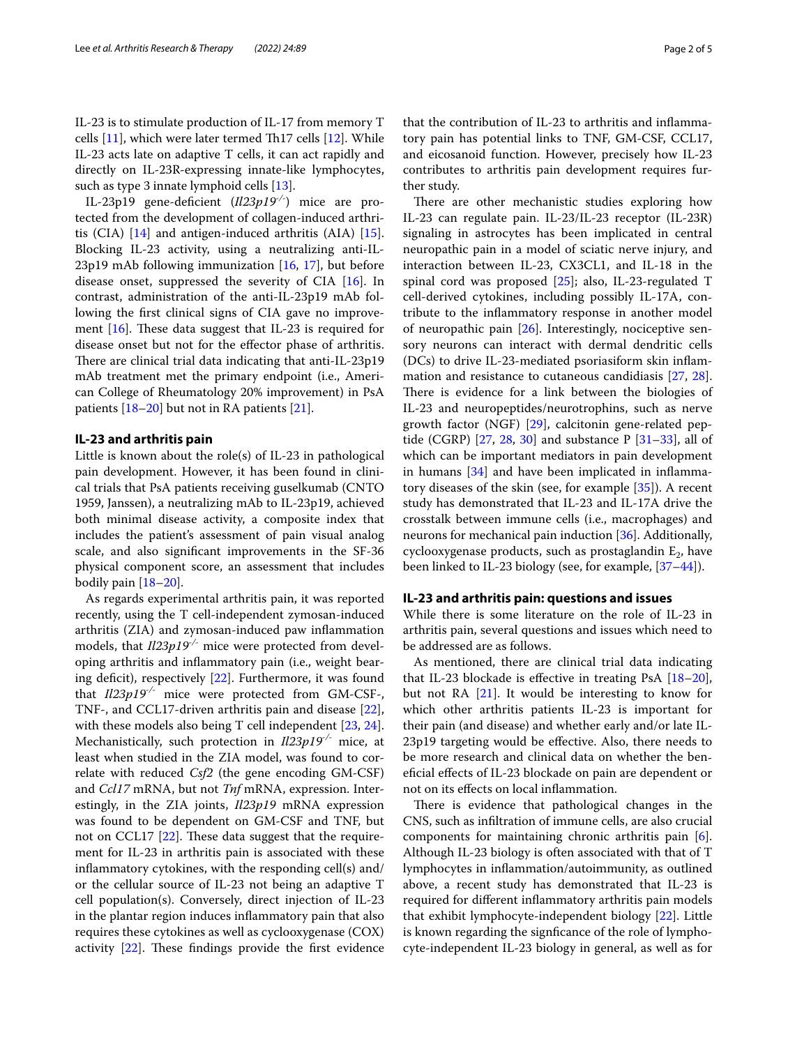IL-23 is to stimulate production of IL-17 from memory T cells [11], which were later termed Th17 cells [12]. While IL-23 acts late on adaptive T cells, it can act rapidly and directly on IL-23R-expressing innate-like lymphocytes, such as type 3 innate lymphoid cells [13].

IL-23p19 gene-deficient (*Il23p19*$^{-/-}$) mice are protected from the development of collagen-induced arthritis (CIA) [14] and antigen-induced arthritis (AIA) [15]. Blocking IL-23 activity, using a neutralizing anti-IL-23p19 mAb following immunization [16, 17], but before disease onset, suppressed the severity of CIA [16]. In contrast, administration of the anti-IL-23p19 mAb following the first clinical signs of CIA gave no improvement [16]. These data suggest that IL-23 is required for disease onset but not for the effector phase of arthritis. There are clinical trial data indicating that anti-IL-23p19 mAb treatment met the primary endpoint (i.e., American College of Rheumatology 20% improvement) in PsA patients [18–20] but not in RA patients [21].

## IL-23 and arthritis pain

Little is known about the role(s) of IL-23 in pathological pain development. However, it has been found in clinical trials that PsA patients receiving guselkumab (CNTO 1959, Janssen), a neutralizing mAb to IL-23p19, achieved both minimal disease activity, a composite index that includes the patient's assessment of pain visual analog scale, and also significant improvements in the SF-36 physical component score, an assessment that includes bodily pain [18–20].

As regards experimental arthritis pain, it was reported recently, using the T cell-independent zymosan-induced arthritis (ZIA) and zymosan-induced paw inflammation models, that *Il23p19*$^{-/-}$ mice were protected from developing arthritis and inflammatory pain (i.e., weight bearing deficit), respectively [22]. Furthermore, it was found that *Il23p19*$^{-/-}$ mice were protected from GM-CSF-, TNF-, and CCL17-driven arthritis pain and disease [22], with these models also being T cell independent [23, 24]. Mechanistically, such protection in *Il23p19*$^{-/-}$ mice, at least when studied in the ZIA model, was found to correlate with reduced *Csf2* (the gene encoding GM-CSF) and *Ccl17* mRNA, but not *Tnf* mRNA, expression. Interestingly, in the ZIA joints, *Il23p19* mRNA expression was found to be dependent on GM-CSF and TNF, but not on CCL17 [22]. These data suggest that the requirement for IL-23 in arthritis pain is associated with these inflammatory cytokines, with the responding cell(s) and/or the cellular source of IL-23 not being an adaptive T cell population(s). Conversely, direct injection of IL-23 in the plantar region induces inflammatory pain that also requires these cytokines as well as cyclooxygenase (COX) activity [22]. These findings provide the first evidence that the contribution of IL-23 to arthritis and inflammatory pain has potential links to TNF, GM-CSF, CCL17, and eicosanoid function. However, precisely how IL-23 contributes to arthritis pain development requires further study.

There are other mechanistic studies exploring how IL-23 can regulate pain. IL-23/IL-23 receptor (IL-23R) signaling in astrocytes has been implicated in central neuropathic pain in a model of sciatic nerve injury, and interaction between IL-23, CX3CL1, and IL-18 in the spinal cord was proposed [25]; also, IL-23-regulated T cell-derived cytokines, including possibly IL-17A, contribute to the inflammatory response in another model of neuropathic pain [26]. Interestingly, nociceptive sensory neurons can interact with dermal dendritic cells (DCs) to drive IL-23-mediated psoriasiform skin inflammation and resistance to cutaneous candidiasis [27, 28]. There is evidence for a link between the biologies of IL-23 and neuropeptides/neurotrophins, such as nerve growth factor (NGF) [29], calcitonin gene-related peptide (CGRP) [27, 28, 30] and substance P [31–33], all of which can be important mediators in pain development in humans [34] and have been implicated in inflammatory diseases of the skin (see, for example [35]). A recent study has demonstrated that IL-23 and IL-17A drive the crosstalk between immune cells (i.e., macrophages) and neurons for mechanical pain induction [36]. Additionally, cyclooxygenase products, such as prostaglandin $E_2$, have been linked to IL-23 biology (see, for example, [37–44]).

## IL-23 and arthritis pain: questions and issues

While there is some literature on the role of IL-23 in arthritis pain, several questions and issues which need to be addressed are as follows.

As mentioned, there are clinical trial data indicating that IL-23 blockade is effective in treating PsA [18–20], but not RA [21]. It would be interesting to know for which other arthritis patients IL-23 is important for their pain (and disease) and whether early and/or late IL-23p19 targeting would be effective. Also, there needs to be more research and clinical data on whether the beneficial effects of IL-23 blockade on pain are dependent or not on its effects on local inflammation.

There is evidence that pathological changes in the CNS, such as infiltration of immune cells, are also crucial components for maintaining chronic arthritis pain [6]. Although IL-23 biology is often associated with that of T lymphocytes in inflammation/autoimmunity, as outlined above, a recent study has demonstrated that IL-23 is required for different inflammatory arthritis pain models that exhibit lymphocyte-independent biology [22]. Little is known regarding the signficance of the role of lymphocyte-independent IL-23 biology in general, as well as for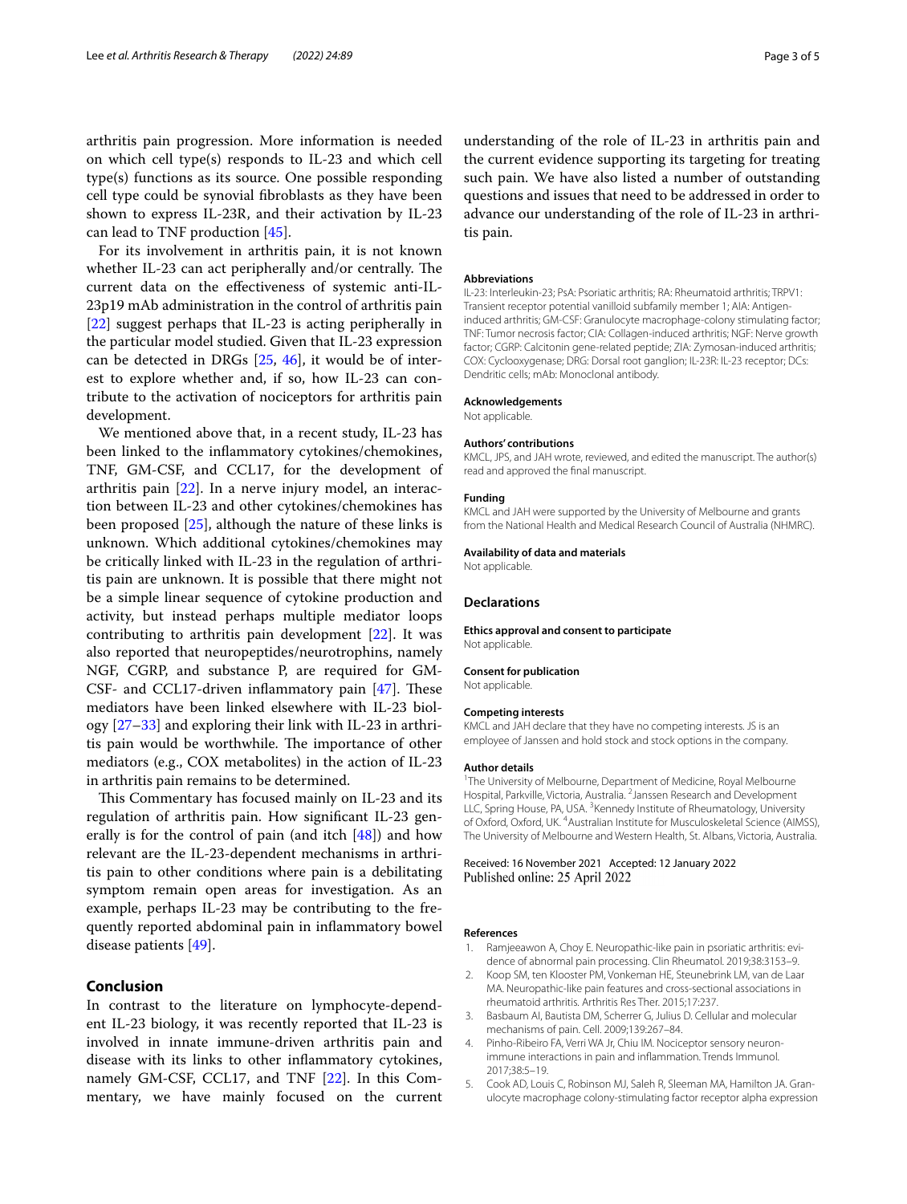arthritis pain progression. More information is needed on which cell type(s) responds to IL-23 and which cell type(s) functions as its source. One possible responding cell type could be synovial fibroblasts as they have been shown to express IL-23R, and their activation by IL-23 can lead to TNF production [45].

For its involvement in arthritis pain, it is not known whether IL-23 can act peripherally and/or centrally. The current data on the effectiveness of systemic anti-IL-23p19 mAb administration in the control of arthritis pain [22] suggest perhaps that IL-23 is acting peripherally in the particular model studied. Given that IL-23 expression can be detected in DRGs [25, 46], it would be of interest to explore whether and, if so, how IL-23 can contribute to the activation of nociceptors for arthritis pain development.

We mentioned above that, in a recent study, IL-23 has been linked to the inflammatory cytokines/chemokines, TNF, GM-CSF, and CCL17, for the development of arthritis pain [22]. In a nerve injury model, an interaction between IL-23 and other cytokines/chemokines has been proposed [25], although the nature of these links is unknown. Which additional cytokines/chemokines may be critically linked with IL-23 in the regulation of arthritis pain are unknown. It is possible that there might not be a simple linear sequence of cytokine production and activity, but instead perhaps multiple mediator loops contributing to arthritis pain development [22]. It was also reported that neuropeptides/neurotrophins, namely NGF, CGRP, and substance P, are required for GM-CSF- and CCL17-driven inflammatory pain [47]. These mediators have been linked elsewhere with IL-23 biology [27–33] and exploring their link with IL-23 in arthritis pain would be worthwhile. The importance of other mediators (e.g., COX metabolites) in the action of IL-23 in arthritis pain remains to be determined.

This Commentary has focused mainly on IL-23 and its regulation of arthritis pain. How significant IL-23 generally is for the control of pain (and itch [48]) and how relevant are the IL-23-dependent mechanisms in arthritis pain to other conditions where pain is a debilitating symptom remain open areas for investigation. As an example, perhaps IL-23 may be contributing to the frequently reported abdominal pain in inflammatory bowel disease patients [49].

## Conclusion

In contrast to the literature on lymphocyte-dependent IL-23 biology, it was recently reported that IL-23 is involved in innate immune-driven arthritis pain and disease with its links to other inflammatory cytokines, namely GM-CSF, CCL17, and TNF [22]. In this Commentary, we have mainly focused on the current understanding of the role of IL-23 in arthritis pain and the current evidence supporting its targeting for treating such pain. We have also listed a number of outstanding questions and issues that need to be addressed in order to advance our understanding of the role of IL-23 in arthritis pain.

#### Abbreviations

IL-23: Interleukin-23; PsA: Psoriatic arthritis; RA: Rheumatoid arthritis; TRPV1: Transient receptor potential vanilloid subfamily member 1; AIA: Antigen-induced arthritis; GM-CSF: Granulocyte macrophage-colony stimulating factor; TNF: Tumor necrosis factor; CIA: Collagen-induced arthritis; NGF: Nerve growth factor; CGRP: Calcitonin gene-related peptide; ZIA: Zymosan-induced arthritis; COX: Cyclooxygenase; DRG: Dorsal root ganglion; IL-23R: IL-23 receptor; DCs: Dendritic cells; mAb: Monoclonal antibody.

#### Acknowledgements

Not applicable.

#### Authors' contributions

KMCL, JPS, and JAH wrote, reviewed, and edited the manuscript. The author(s) read and approved the final manuscript.

#### Funding

KMCL and JAH were supported by the University of Melbourne and grants from the National Health and Medical Research Council of Australia (NHMRC).

#### Availability of data and materials

Not applicable.

### Declarations

#### Ethics approval and consent to participate

Not applicable.

#### Consent for publication

Not applicable.

#### Competing interests

KMCL and JAH declare that they have no competing interests. JS is an employee of Janssen and hold stock and stock options in the company.

#### Author details

[1] The University of Melbourne, Department of Medicine, Royal Melbourne Hospital, Parkville, Victoria, Australia. [2] Janssen Research and Development LLC, Spring House, PA, USA. [3] Kennedy Institute of Rheumatology, University of Oxford, Oxford, UK. [4] Australian Institute for Musculoskeletal Science (AIMSS), The University of Melbourne and Western Health, St. Albans, Victoria, Australia.

Received: 16 November 2021 Accepted: 12 January 2022
Published online: 25 April 2022

#### References

1. Ramjeeawon A, Choy E. Neuropathic-like pain in psoriatic arthritis: evidence of abnormal pain processing. Clin Rheumatol. 2019;38:3153–9.
2. Koop SM, ten Klooster PM, Vonkeman HE, Steunebrink LM, van de Laar MA. Neuropathic-like pain features and cross-sectional associations in rheumatoid arthritis. Arthritis Res Ther. 2015;17:237.
3. Basbaum AI, Bautista DM, Scherrer G, Julius D. Cellular and molecular mechanisms of pain. Cell. 2009;139:267–84.
4. Pinho-Ribeiro FA, Verri WA Jr, Chiu IM. Nociceptor sensory neuron-immune interactions in pain and inflammation. Trends Immunol. 2017;38:5–19.
5. Cook AD, Louis C, Robinson MJ, Saleh R, Sleeman MA, Hamilton JA. Granulocyte macrophage colony-stimulating factor receptor alpha expression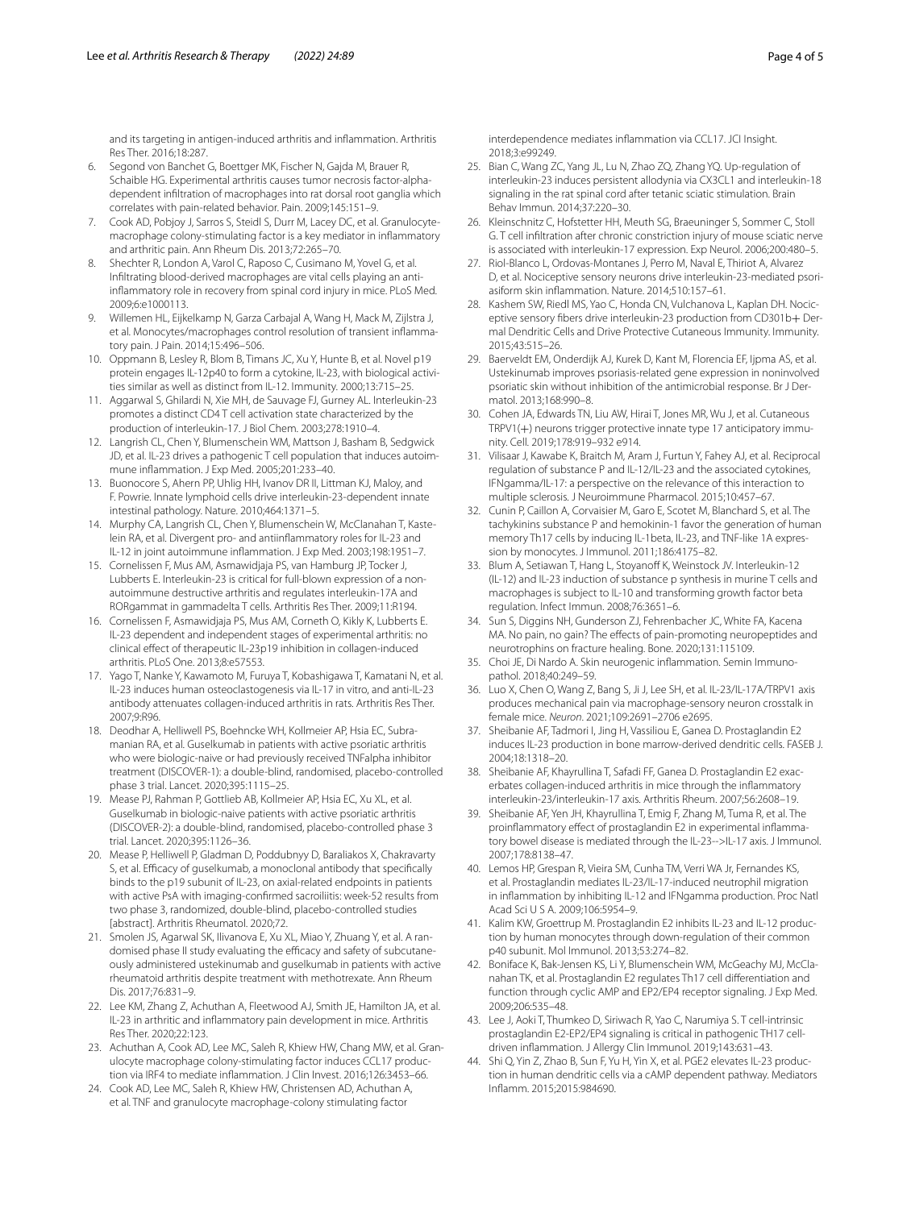and its targeting in antigen-induced arthritis and inflammation. Arthritis Res Ther. 2016;18:287.

6. Segond von Banchet G, Boettger MK, Fischer N, Gajda M, Brauer R, Schaible HG. Experimental arthritis causes tumor necrosis factor-alpha-dependent infiltration of macrophages into rat dorsal root ganglia which correlates with pain-related behavior. Pain. 2009;145:151–9.
7. Cook AD, Pobjoy J, Sarros S, Steidl S, Durr M, Lacey DC, et al. Granulocyte-macrophage colony-stimulating factor is a key mediator in inflammatory and arthritic pain. Ann Rheum Dis. 2013;72:265–70.
8. Shechter R, London A, Varol C, Raposo C, Cusimano M, Yovel G, et al. Infiltrating blood-derived macrophages are vital cells playing an anti-inflammatory role in recovery from spinal cord injury in mice. PLoS Med. 2009;6:e1000113.
9. Willemen HL, Eijkelkamp N, Garza Carbajal A, Wang H, Mack M, Zijlstra J, et al. Monocytes/macrophages control resolution of transient inflammatory pain. J Pain. 2014;15:496–506.
10. Oppmann B, Lesley R, Blom B, Timans JC, Xu Y, Hunte B, et al. Novel p19 protein engages IL-12p40 to form a cytokine, IL-23, with biological activities similar as well as distinct from IL-12. Immunity. 2000;13:715–25.
11. Aggarwal S, Ghilardi N, Xie MH, de Sauvage FJ, Gurney AL. Interleukin-23 promotes a distinct CD4 T cell activation state characterized by the production of interleukin-17. J Biol Chem. 2003;278:1910–4.
12. Langrish CL, Chen Y, Blumenschein WM, Mattson J, Basham B, Sedgwick JD, et al. IL-23 drives a pathogenic T cell population that induces autoimmune inflammation. J Exp Med. 2005;201:233–40.
13. Buonocore S, Ahern PP, Uhlig HH, Ivanov DR II, Littman KJ, Maloy, and F. Powrie. Innate lymphoid cells drive interleukin-23-dependent innate intestinal pathology. Nature. 2010;464:1371–5.
14. Murphy CA, Langrish CL, Chen Y, Blumenschein W, McClanahan T, Kastelein RA, et al. Divergent pro- and antiinflammatory roles for IL-23 and IL-12 in joint autoimmune inflammation. J Exp Med. 2003;198:1951–7.
15. Cornelissen F, Mus AM, Asmawidjaja PS, van Hamburg JP, Tocker J, Lubberts E. Interleukin-23 is critical for full-blown expression of a non-autoimmune destructive arthritis and regulates interleukin-17A and RORgammat in gammadelta T cells. Arthritis Res Ther. 2009;11:R194.
16. Cornelissen F, Asmawidjaja PS, Mus AM, Corneth O, Kikly K, Lubberts E. IL-23 dependent and independent stages of experimental arthritis: no clinical effect of therapeutic IL-23p19 inhibition in collagen-induced arthritis. PLoS One. 2013;8:e57553.
17. Yago T, Nanke Y, Kawamoto M, Furuya T, Kobashigawa T, Kamatani N, et al. IL-23 induces human osteoclastogenesis via IL-17 in vitro, and anti-IL-23 antibody attenuates collagen-induced arthritis in rats. Arthritis Res Ther. 2007;9:R96.
18. Deodhar A, Helliwell PS, Boehncke WH, Kollmeier AP, Hsia EC, Subramanian RA, et al. Guselkumab in patients with active psoriatic arthritis who were biologic-naive or had previously received TNFalpha inhibitor treatment (DISCOVER-1): a double-blind, randomised, placebo-controlled phase 3 trial. Lancet. 2020;395:1115–25.
19. Mease PJ, Rahman P, Gottlieb AB, Kollmeier AP, Hsia EC, Xu XL, et al. Guselkumab in biologic-naive patients with active psoriatic arthritis (DISCOVER-2): a double-blind, randomised, placebo-controlled phase 3 trial. Lancet. 2020;395:1126–36.
20. Mease P, Helliwell P, Gladman D, Poddubnyy D, Baraliakos X, Chakravarty S, et al. Efficacy of guselkumab, a monoclonal antibody that specifically binds to the p19 subunit of IL-23, on axial-related endpoints in patients with active PsA with imaging-confirmed sacroiliitis: week-52 results from two phase 3, randomized, double-blind, placebo-controlled studies [abstract]. Arthritis Rheumatol. 2020;72.
21. Smolen JS, Agarwal SK, Ilivanova E, Xu XL, Miao Y, Zhuang Y, et al. A randomised phase II study evaluating the efficacy and safety of subcutaneously administered ustekinumab and guselkumab in patients with active rheumatoid arthritis despite treatment with methotrexate. Ann Rheum Dis. 2017;76:831–9.
22. Lee KM, Zhang Z, Achuthan A, Fleetwood AJ, Smith JE, Hamilton JA, et al. IL-23 in arthritic and inflammatory pain development in mice. Arthritis Res Ther. 2020;22:123.
23. Achuthan A, Cook AD, Lee MC, Saleh R, Khiew HW, Chang MW, et al. Granulocyte macrophage colony-stimulating factor induces CCL17 production via IRF4 to mediate inflammation. J Clin Invest. 2016;126:3453–66.
24. Cook AD, Lee MC, Saleh R, Khiew HW, Christensen AD, Achuthan A, et al. TNF and granulocyte macrophage-colony stimulating factor interdependence mediates inflammation via CCL17. JCI Insight. 2018;3:e99249.
25. Bian C, Wang ZC, Yang JL, Lu N, Zhao ZQ, Zhang YQ. Up-regulation of interleukin-23 induces persistent allodynia via CX3CL1 and interleukin-18 signaling in the rat spinal cord after tetanic sciatic stimulation. Brain Behav Immun. 2014;37:220–30.
26. Kleinschnitz C, Hofstetter HH, Meuth SG, Braeuninger S, Sommer C, Stoll G. T cell infiltration after chronic constriction injury of mouse sciatic nerve is associated with interleukin-17 expression. Exp Neurol. 2006;200:480–5.
27. Riol-Blanco L, Ordovas-Montanes J, Perro M, Naval E, Thiriot A, Alvarez D, et al. Nociceptive sensory neurons drive interleukin-23-mediated psoriasiform skin inflammation. Nature. 2014;510:157–61.
28. Kashem SW, Riedl MS, Yao C, Honda CN, Vulchanova L, Kaplan DH. Nociceptive sensory fibers drive interleukin-23 production from CD301b+ Dermal Dendritic Cells and Drive Protective Cutaneous Immunity. Immunity. 2015;43:515–26.
29. Baerveldt EM, Onderdijk AJ, Kurek D, Kant M, Florencia EF, Ijpma AS, et al. Ustekinumab improves psoriasis-related gene expression in noninvolved psoriatic skin without inhibition of the antimicrobial response. Br J Dermatol. 2013;168:990–8.
30. Cohen JA, Edwards TN, Liu AW, Hirai T, Jones MR, Wu J, et al. Cutaneous TRPV1(+) neurons trigger protective innate type 17 anticipatory immunity. Cell. 2019;178:919–932 e914.
31. Vilisaar J, Kawabe K, Braitch M, Aram J, Furtun Y, Fahey AJ, et al. Reciprocal regulation of substance P and IL-12/IL-23 and the associated cytokines, IFNgamma/IL-17: a perspective on the relevance of this interaction to multiple sclerosis. J Neuroimmune Pharmacol. 2015;10:457–67.
32. Cunin P, Caillon A, Corvaisier M, Garo E, Scotet M, Blanchard S, et al. The tachykinins substance P and hemokinin-1 favor the generation of human memory Th17 cells by inducing IL-1beta, IL-23, and TNF-like 1A expression by monocytes. J Immunol. 2011;186:4175–82.
33. Blum A, Setiawan T, Hang L, Stoyanoff K, Weinstock JV. Interleukin-12 (IL-12) and IL-23 induction of substance p synthesis in murine T cells and macrophages is subject to IL-10 and transforming growth factor beta regulation. Infect Immun. 2008;76:3651–6.
34. Sun S, Diggins NH, Gunderson ZJ, Fehrenbacher JC, White FA, Kacena MA. No pain, no gain? The effects of pain-promoting neuropeptides and neurotrophins on fracture healing. Bone. 2020;131:115109.
35. Choi JE, Di Nardo A. Skin neurogenic inflammation. Semin Immunopathol. 2018;40:249–59.
36. Luo X, Chen O, Wang Z, Bang S, Ji J, Lee SH, et al. IL-23/IL-17A/TRPV1 axis produces mechanical pain via macrophage-sensory neuron crosstalk in female mice. *Neuron*. 2021;109:2691–2706 e2695.
37. Sheibanie AF, Tadmori I, Jing H, Vassiliou E, Ganea D. Prostaglandin E2 induces IL-23 production in bone marrow-derived dendritic cells. FASEB J. 2004;18:1318–20.
38. Sheibanie AF, Khayrullina T, Safadi FF, Ganea D. Prostaglandin E2 exacerbates collagen-induced arthritis in mice through the inflammatory interleukin-23/interleukin-17 axis. Arthritis Rheum. 2007;56:2608–19.
39. Sheibanie AF, Yen JH, Khayrullina T, Emig F, Zhang M, Tuma R, et al. The proinflammatory effect of prostaglandin E2 in experimental inflammatory bowel disease is mediated through the IL-23-->IL-17 axis. J Immunol. 2007;178:8138–47.
40. Lemos HP, Grespan R, Vieira SM, Cunha TM, Verri WA Jr, Fernandes KS, et al. Prostaglandin mediates IL-23/IL-17-induced neutrophil migration in inflammation by inhibiting IL-12 and IFNgamma production. Proc Natl Acad Sci U S A. 2009;106:5954–9.
41. Kalim KW, Groettrup M. Prostaglandin E2 inhibits IL-23 and IL-12 production by human monocytes through down-regulation of their common p40 subunit. Mol Immunol. 2013;53:274–82.
42. Boniface K, Bak-Jensen KS, Li Y, Blumenschein WM, McGeachy MJ, McClanahan TK, et al. Prostaglandin E2 regulates Th17 cell differentiation and function through cyclic AMP and EP2/EP4 receptor signaling. J Exp Med. 2009;206:535–48.
43. Lee J, Aoki T, Thumkeo D, Siriwach R, Yao C, Narumiya S. T cell-intrinsic prostaglandin E2-EP2/EP4 signaling is critical in pathogenic TH17 cell-driven inflammation. J Allergy Clin Immunol. 2019;143:631–43.
44. Shi Q, Yin Z, Zhao B, Sun F, Yu H, Yin X, et al. PGE2 elevates IL-23 production in human dendritic cells via a cAMP dependent pathway. Mediators Inflamm. 2015;2015:984690.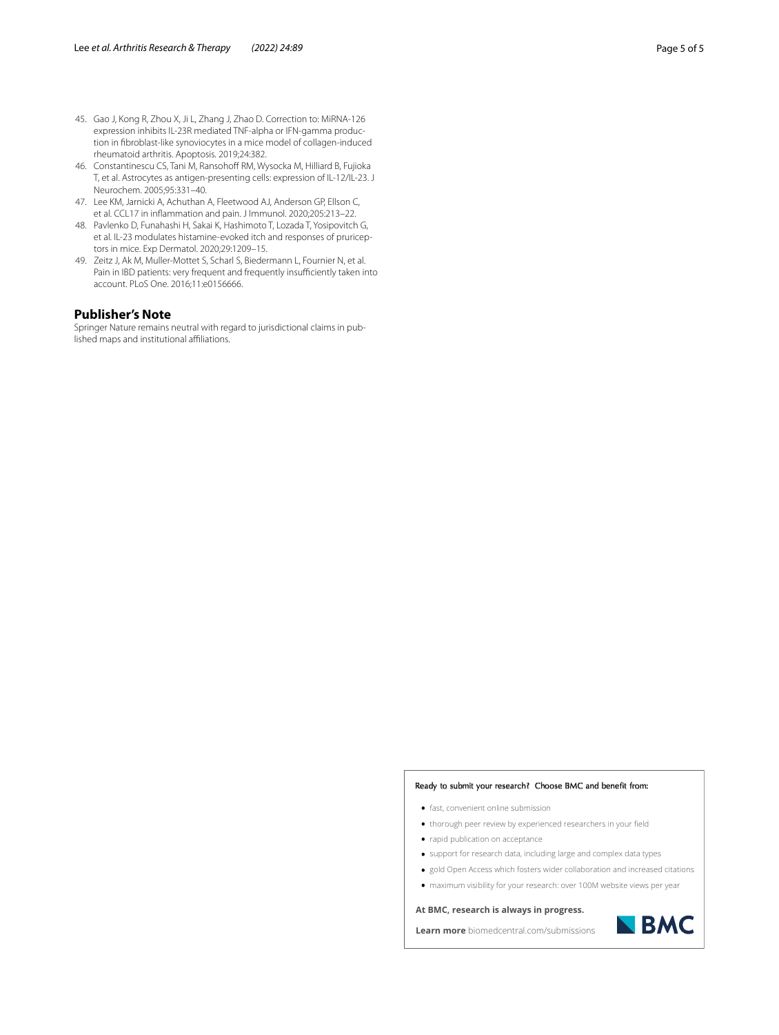45. Gao J, Kong R, Zhou X, Ji L, Zhang J, Zhao D. Correction to: MiRNA-126 expression inhibits IL-23R mediated TNF-alpha or IFN-gamma production in fibroblast-like synoviocytes in a mice model of collagen-induced rheumatoid arthritis. Apoptosis. 2019;24:382.
46. Constantinescu CS, Tani M, Ransohoff RM, Wysocka M, Hilliard B, Fujioka T, et al. Astrocytes as antigen-presenting cells: expression of IL-12/IL-23. J Neurochem. 2005;95:331–40.
47. Lee KM, Jarnicki A, Achuthan A, Fleetwood AJ, Anderson GP, Ellson C, et al. CCL17 in inflammation and pain. J Immunol. 2020;205:213–22.
48. Pavlenko D, Funahashi H, Sakai K, Hashimoto T, Lozada T, Yosipovitch G, et al. IL-23 modulates histamine-evoked itch and responses of pruriceptors in mice. Exp Dermatol. 2020;29:1209–15.
49. Zeitz J, Ak M, Muller-Mottet S, Scharl S, Biedermann L, Fournier N, et al. Pain in IBD patients: very frequent and frequently insufficiently taken into account. PLoS One. 2016;11:e0156666.

## Publisher's Note

Springer Nature remains neutral with regard to jurisdictional claims in published maps and institutional affiliations.

Ready to submit your research? Choose BMC and benefit from:

- fast, convenient online submission
- thorough peer review by experienced researchers in your field
- rapid publication on acceptance
- support for research data, including large and complex data types
- gold Open Access which fosters wider collaboration and increased citations
- maximum visibility for your research: over 100M website views per year

**At BMC, research is always in progress.**

**Learn more** biomedcentral.com/submissions

BMC